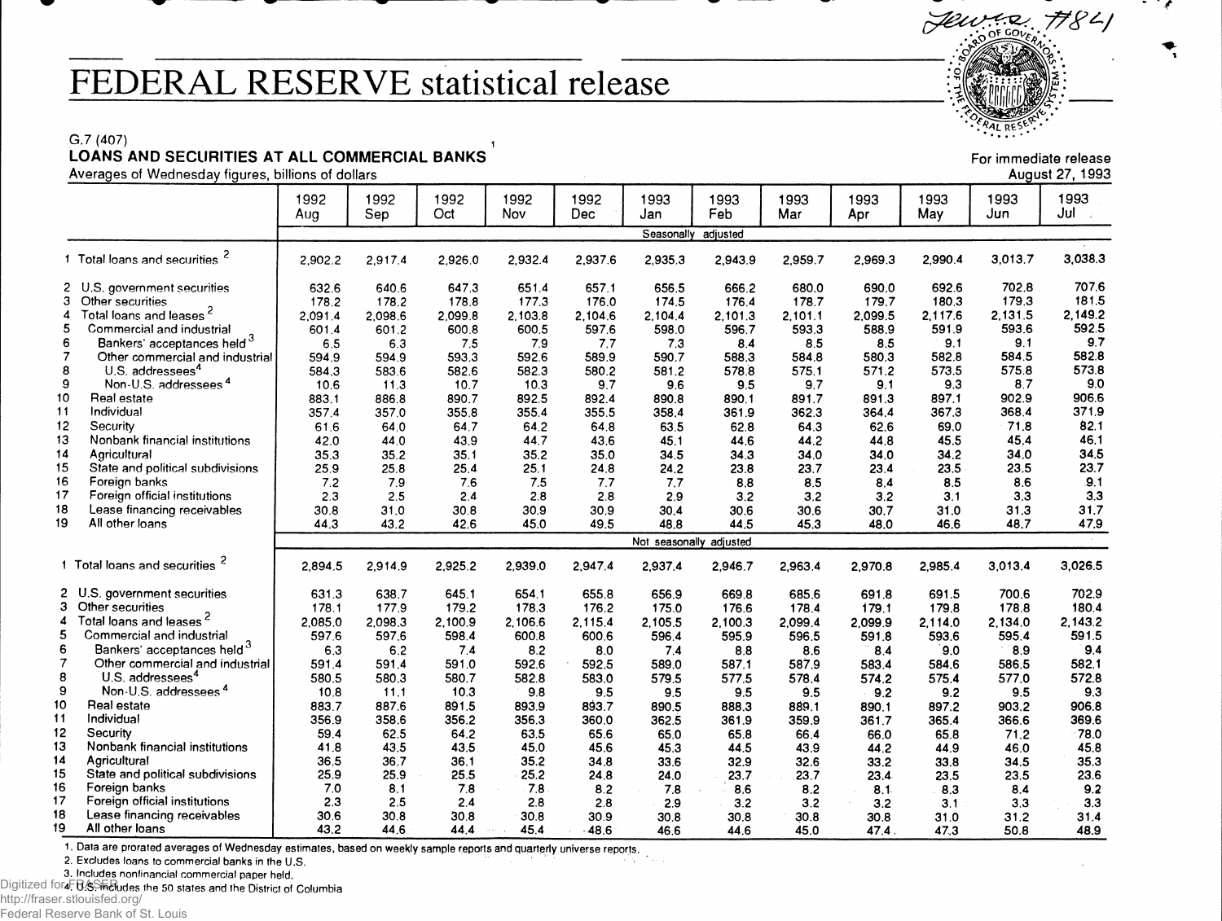# FEDERAL RESERVE statistical release

G.7 (407)

**LOANS AND SECURITIES AT ALL COMMERCIAL BANKS** [1]

Averages of Wednesday figures, billions of dollars

For immediate release
August 27, 1993

| | 1992 Aug | 1992 Sep | 1992 Oct | 1992 Nov | 1992 Dec | 1993 Jan | 1993 Feb | 1993 Mar | 1993 Apr | 1993 May | 1993 Jun | 1993 Jul |
|---|---|---|---|---|---|---|---|---|---|---|---|---|
| | Seasonally adjusted | | | | | | | | | | | |
| 1 Total loans and securities [2] | 2,902.2 | 2,917.4 | 2,926.0 | 2,932.4 | 2,937.6 | 2,935.3 | 2,943.9 | 2,959.7 | 2,969.3 | 2,990.4 | 3,013.7 | 3,038.3 |
| 2 U.S. government securities | 632.6 | 640.6 | 647.3 | 651.4 | 657.1 | 656.5 | 666.2 | 680.0 | 690.0 | 692.6 | 702.8 | 707.6 |
| 3 Other securities | 178.2 | 178.2 | 178.8 | 177.3 | 176.0 | 174.5 | 176.4 | 178.7 | 179.7 | 180.3 | 179.3 | 181.5 |
| 4 Total loans and leases [2] | 2,091.4 | 2,098.6 | 2,099.8 | 2,103.8 | 2,104.6 | 2,104.4 | 2,101.3 | 2,101.1 | 2,099.5 | 2,117.6 | 2,131.5 | 2,149.2 |
| 5 Commercial and industrial | 601.4 | 601.2 | 600.8 | 600.5 | 597.6 | 598.0 | 596.7 | 593.3 | 588.9 | 591.9 | 593.6 | 592.5 |
| 6 Bankers' acceptances held [3] | 6.5 | 6.3 | 7.5 | 7.9 | 7.7 | 7.3 | 8.4 | 8.5 | 8.5 | 9.1 | 9.1 | 9.7 |
| 7 Other commercial and industrial | 594.9 | 594.9 | 593.3 | 592.6 | 589.9 | 590.7 | 588.3 | 584.8 | 580.3 | 582.8 | 584.5 | 582.8 |
| 8 U.S. addressees [4] | 584.3 | 583.6 | 582.6 | 582.3 | 580.2 | 581.2 | 578.8 | 575.1 | 571.2 | 573.5 | 575.8 | 573.8 |
| 9 Non-U.S. addressees [4] | 10.6 | 11.3 | 10.7 | 10.3 | 9.7 | 9.6 | 9.5 | 9.7 | 9.1 | 9.3 | 8.7 | 9.0 |
| 10 Real estate | 883.1 | 886.8 | 890.7 | 892.5 | 892.4 | 890.8 | 890.1 | 891.7 | 891.3 | 897.1 | 902.9 | 906.6 |
| 11 Individual | 357.4 | 357.0 | 355.8 | 355.4 | 355.5 | 358.4 | 361.9 | 362.3 | 364.4 | 367.3 | 368.4 | 371.9 |
| 12 Security | 61.6 | 64.0 | 64.7 | 64.2 | 64.8 | 63.5 | 62.8 | 64.3 | 62.6 | 69.0 | 71.8 | 82.1 |
| 13 Nonbank financial institutions | 42.0 | 44.0 | 43.9 | 44.7 | 43.6 | 45.1 | 44.6 | 44.2 | 44.8 | 45.5 | 45.4 | 46.1 |
| 14 Agricultural | 35.3 | 35.2 | 35.1 | 35.2 | 35.0 | 34.5 | 34.3 | 34.0 | 34.0 | 34.2 | 34.0 | 34.5 |
| 15 State and political subdivisions | 25.9 | 25.8 | 25.4 | 25.1 | 24.8 | 24.2 | 23.8 | 23.7 | 23.4 | 23.5 | 23.5 | 23.7 |
| 16 Foreign banks | 7.2 | 7.9 | 7.6 | 7.5 | 7.7 | 7.7 | 8.8 | 8.5 | 8.4 | 8.5 | 8.6 | 9.1 |
| 17 Foreign official institutions | 2.3 | 2.5 | 2.4 | 2.8 | 2.8 | 2.9 | 3.2 | 3.2 | 3.2 | 3.1 | 3.3 | 3.3 |
| 18 Lease financing receivables | 30.8 | 31.0 | 30.8 | 30.9 | 30.9 | 30.4 | 30.6 | 30.6 | 30.7 | 31.0 | 31.3 | 31.7 |
| 19 All other loans | 44.3 | 43.2 | 42.6 | 45.0 | 49.5 | 48.8 | 44.5 | 45.3 | 48.0 | 46.6 | 48.7 | 47.9 |
| | Not seasonally adjusted | | | | | | | | | | | |
| 1 Total loans and securities [2] | 2,894.5 | 2,914.9 | 2,925.2 | 2,939.0 | 2,947.4 | 2,937.4 | 2,946.7 | 2,963.4 | 2,970.8 | 2,985.4 | 3,013.4 | 3,026.5 |
| 2 U.S. government securities | 631.3 | 638.7 | 645.1 | 654.1 | 655.8 | 656.9 | 669.8 | 685.6 | 691.8 | 691.5 | 700.6 | 702.9 |
| 3 Other securities | 178.1 | 177.9 | 179.2 | 178.3 | 176.2 | 175.0 | 176.6 | 178.4 | 179.1 | 179.8 | 178.8 | 180.4 |
| 4 Total loans and leases [2] | 2,085.0 | 2,098.3 | 2,100.9 | 2,106.6 | 2,115.4 | 2,105.5 | 2,100.3 | 2,099.4 | 2,099.9 | 2,114.0 | 2,134.0 | 2,143.2 |
| 5 Commercial and industrial | 597.6 | 597.6 | 598.4 | 600.8 | 600.6 | 596.4 | 595.9 | 596.5 | 591.8 | 593.6 | 595.4 | 591.5 |
| 6 Bankers' acceptances held [3] | 6.3 | 6.2 | 7.4 | 8.2 | 8.0 | 7.4 | 8.8 | 8.6 | 8.4 | 9.0 | 8.9 | 9.4 |
| 7 Other commercial and industrial | 591.4 | 591.4 | 591.0 | 592.6 | 592.5 | 589.0 | 587.1 | 587.9 | 583.4 | 584.6 | 586.5 | 582.1 |
| 8 U.S. addressees [4] | 580.5 | 580.3 | 580.7 | 582.8 | 583.0 | 579.5 | 577.5 | 578.4 | 574.2 | 575.4 | 577.0 | 572.8 |
| 9 Non-U.S. addressees [4] | 10.8 | 11.1 | 10.3 | 9.8 | 9.5 | 9.5 | 9.5 | 9.5 | 9.2 | 9.2 | 9.5 | 9.3 |
| 10 Real estate | 883.7 | 887.6 | 891.5 | 893.9 | 893.7 | 890.5 | 888.3 | 889.1 | 890.1 | 897.2 | 903.2 | 906.8 |
| 11 Individual | 356.9 | 358.6 | 356.2 | 356.3 | 360.0 | 362.5 | 361.9 | 359.9 | 361.7 | 365.4 | 366.6 | 369.6 |
| 12 Security | 59.4 | 62.5 | 64.2 | 63.5 | 65.6 | 65.0 | 65.8 | 66.4 | 66.0 | 65.8 | 71.2 | 78.0 |
| 13 Nonbank financial institutions | 41.8 | 43.5 | 43.5 | 45.0 | 45.6 | 45.3 | 44.5 | 43.9 | 44.2 | 44.9 | 46.0 | 45.8 |
| 14 Agricultural | 36.5 | 36.7 | 36.1 | 35.2 | 34.8 | 33.6 | 32.9 | 32.6 | 33.2 | 33.8 | 34.5 | 35.3 |
| 15 State and political subdivisions | 25.9 | 25.9 | 25.5 | 25.2 | 24.8 | 24.0 | 23.7 | 23.7 | 23.4 | 23.5 | 23.5 | 23.6 |
| 16 Foreign banks | 7.0 | 8.1 | 7.8 | 7.8 | 8.2 | 7.8 | 8.6 | 8.2 | 8.1 | 8.3 | 8.4 | 9.2 |
| 17 Foreign official institutions | 2.3 | 2.5 | 2.4 | 2.8 | 2.8 | 2.9 | 3.2 | 3.2 | 3.2 | 3.1 | 3.3 | 3.3 |
| 18 Lease financing receivables | 30.6 | 30.8 | 30.8 | 30.8 | 30.9 | 30.8 | 30.8 | 30.8 | 30.8 | 31.0 | 31.2 | 31.4 |
| 19 All other loans | 43.2 | 44.6 | 44.4 | 45.4 | 48.6 | 46.6 | 44.6 | 45.0 | 47.4 | 47.3 | 50.8 | 48.9 |

1. Data are prorated averages of Wednesday estimates, based on weekly sample reports and quarterly universe reports.
2. Excludes loans to commercial banks in the U.S.
3. Includes nonfinancial commercial paper held.
4. U.S. includes the 50 states and the District of Columbia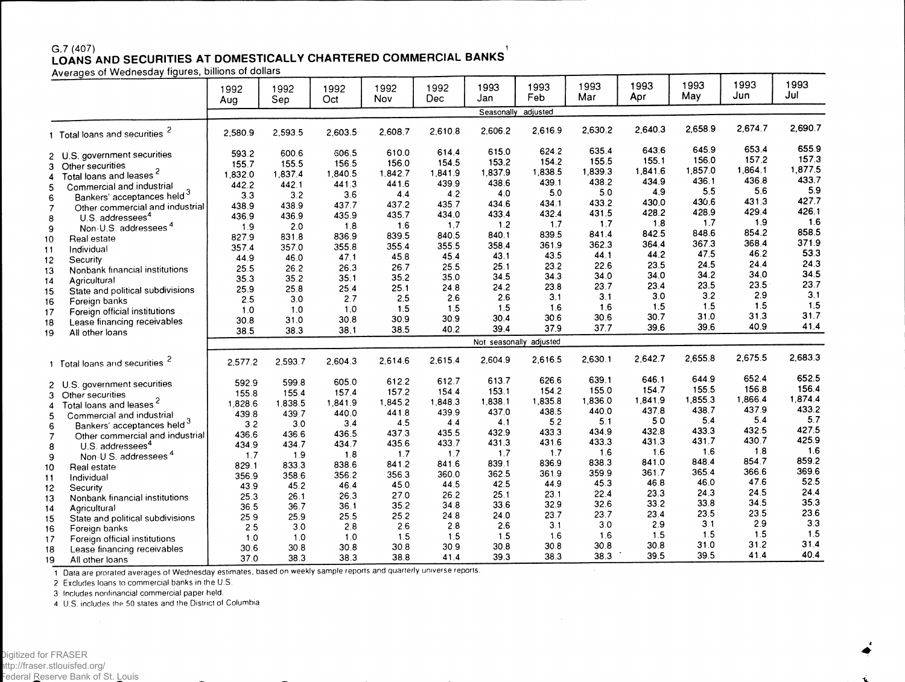G.7 (407)

## LOANS AND SECURITIES AT DOMESTICALLY CHARTERED COMMERCIAL BANKS[1]

Averages of Wednesday figures, billions of dollars

| | 1992 Aug | 1992 Sep | 1992 Oct | 1992 Nov | 1992 Dec | 1993 Jan | 1993 Feb | 1993 Mar | 1993 Apr | 1993 May | 1993 Jun | 1993 Jul |
|---|---|---|---|---|---|---|---|---|---|---|---|---|
| | | | | | | Seasonally adjusted | | | | | | |
| 1 Total loans and securities [2] | 2,580.9 | 2,593.5 | 2,603.5 | 2,608.7 | 2,610.8 | 2,606.2 | 2,616.9 | 2,630.2 | 2,640.3 | 2,658.9 | 2,674.7 | 2,690.7 |
| 2 U.S. government securities | 593.2 | 600.6 | 606.5 | 610.0 | 614.4 | 615.0 | 624.2 | 635.4 | 643.6 | 645.9 | 653.4 | 655.9 |
| 3 Other securities | 155.7 | 155.5 | 156.5 | 156.0 | 154.5 | 153.2 | 154.2 | 155.5 | 155.1 | 156.0 | 157.2 | 157.3 |
| 4 Total loans and leases [2] | 1,832.0 | 1,837.4 | 1,840.5 | 1,842.7 | 1,841.9 | 1,837.9 | 1,838.5 | 1,839.3 | 1,841.6 | 1,857.0 | 1,864.1 | 1,877.5 |
| 5 Commercial and industrial | 442.2 | 442.1 | 441.3 | 441.6 | 439.9 | 438.6 | 439.1 | 438.2 | 434.9 | 436.1 | 436.8 | 433.7 |
| 6 Bankers' acceptances held [3] | 3.3 | 3.2 | 3.6 | 4.4 | 4.2 | 4.0 | 5.0 | 5.0 | 4.9 | 5.5 | 5.6 | 5.9 |
| 7 Other commercial and industrial | 438.9 | 438.9 | 437.7 | 437.2 | 435.7 | 434.6 | 434.1 | 433.2 | 430.0 | 430.6 | 431.3 | 427.7 |
| 8 U.S. addressees [4] | 436.9 | 436.9 | 435.9 | 435.7 | 434.0 | 433.4 | 432.4 | 431.5 | 428.2 | 428.9 | 429.4 | 426.1 |
| 9 Non-U.S. addressees [4] | 1.9 | 2.0 | 1.8 | 1.6 | 1.7 | 1.2 | 1.7 | 1.7 | 1.8 | 1.7 | 1.9 | 1.6 |
| 10 Real estate | 827.9 | 831.8 | 836.9 | 839.5 | 840.5 | 840.1 | 839.5 | 841.4 | 842.5 | 848.6 | 854.2 | 858.5 |
| 11 Individual | 357.4 | 357.0 | 355.8 | 355.4 | 355.5 | 358.4 | 361.9 | 362.3 | 364.4 | 367.3 | 368.4 | 371.9 |
| 12 Security | 44.9 | 46.0 | 47.1 | 45.8 | 45.4 | 43.1 | 43.5 | 44.1 | 44.2 | 47.5 | 46.2 | 53.3 |
| 13 Nonbank financial institutions | 25.5 | 26.2 | 26.3 | 26.7 | 25.5 | 25.1 | 23.2 | 22.6 | 23.5 | 24.5 | 24.4 | 24.3 |
| 14 Agricultural | 35.3 | 35.2 | 35.1 | 35.2 | 35.0 | 34.5 | 34.3 | 34.0 | 34.0 | 34.2 | 34.0 | 34.5 |
| 15 State and political subdivisions | 25.9 | 25.8 | 25.4 | 25.1 | 24.8 | 24.2 | 23.8 | 23.7 | 23.4 | 23.5 | 23.5 | 23.7 |
| 16 Foreign banks | 2.5 | 3.0 | 2.7 | 2.5 | 2.6 | 2.6 | 3.1 | 3.1 | 3.0 | 3.2 | 2.9 | 3.1 |
| 17 Foreign official institutions | 1.0 | 1.0 | 1.0 | 1.5 | 1.5 | 1.5 | 1.6 | 1.6 | 1.5 | 1.5 | 1.5 | 1.5 |
| 18 Lease financing receivables | 30.8 | 31.0 | 30.8 | 30.9 | 30.9 | 30.4 | 30.6 | 30.6 | 30.7 | 31.0 | 31.3 | 31.7 |
| 19 All other loans | 38.5 | 38.3 | 38.1 | 38.5 | 40.2 | 39.4 | 37.9 | 37.7 | 39.6 | 39.6 | 40.9 | 41.4 |
| | | | | | | Not seasonally adjusted | | | | | | |
| 1 Total loans and securities [2] | 2,577.2 | 2,593.7 | 2,604.3 | 2,614.6 | 2,615.4 | 2,604.9 | 2,616.5 | 2,630.1 | 2,642.7 | 2,655.8 | 2,675.5 | 2,683.3 |
| 2 U.S. government securities | 592.9 | 599.8 | 605.0 | 612.2 | 612.7 | 613.7 | 626.6 | 639.1 | 646.1 | 644.9 | 652.4 | 652.5 |
| 3 Other securities | 155.8 | 155.4 | 157.4 | 157.2 | 154.4 | 153.1 | 154.2 | 155.0 | 154.7 | 155.5 | 156.8 | 156.4 |
| 4 Total loans and leases [2] | 1,828.6 | 1,838.5 | 1,841.9 | 1,845.2 | 1,848.3 | 1,838.1 | 1,835.8 | 1,836.0 | 1,841.9 | 1,855.3 | 1,866.4 | 1,874.4 |
| 5 Commercial and industrial | 439.8 | 439.7 | 440.0 | 441.8 | 439.9 | 437.0 | 438.5 | 440.0 | 437.8 | 438.7 | 437.9 | 433.2 |
| 6 Bankers' acceptances held [3] | 3.2 | 3.0 | 3.4 | 4.5 | 4.4 | 4.1 | 5.2 | 5.1 | 5.0 | 5.4 | 5.4 | 5.7 |
| 7 Other commercial and industrial | 436.6 | 436.6 | 436.5 | 437.3 | 435.5 | 432.9 | 433.3 | 434.9 | 432.8 | 433.3 | 432.5 | 427.5 |
| 8 U.S. addressees [4] | 434.9 | 434.7 | 434.7 | 435.6 | 433.7 | 431.3 | 431.6 | 433.3 | 431.3 | 431.7 | 430.7 | 425.9 |
| 9 Non-U.S. addressees [4] | 1.7 | 1.9 | 1.8 | 1.7 | 1.7 | 1.7 | 1.7 | 1.6 | 1.6 | 1.6 | 1.8 | 1.6 |
| 10 Real estate | 829.1 | 833.3 | 838.6 | 841.2 | 841.6 | 839.1 | 836.9 | 838.3 | 841.0 | 848.4 | 854.7 | 859.2 |
| 11 Individual | 356.9 | 358.6 | 356.2 | 356.3 | 360.0 | 362.5 | 361.9 | 359.9 | 361.7 | 365.4 | 366.6 | 369.6 |
| 12 Security | 43.9 | 45.2 | 46.4 | 45.0 | 44.5 | 42.5 | 44.9 | 45.3 | 46.8 | 46.0 | 47.6 | 52.5 |
| 13 Nonbank financial institutions | 25.3 | 26.1 | 26.3 | 27.0 | 26.2 | 25.1 | 23.1 | 22.4 | 23.3 | 24.3 | 24.5 | 24.4 |
| 14 Agricultural | 36.5 | 36.7 | 36.1 | 35.2 | 34.8 | 33.6 | 32.9 | 32.6 | 33.2 | 33.8 | 34.5 | 35.3 |
| 15 State and political subdivisions | 25.9 | 25.9 | 25.5 | 25.2 | 24.8 | 24.0 | 23.7 | 23.7 | 23.4 | 23.5 | 23.5 | 23.6 |
| 16 Foreign banks | 2.5 | 3.0 | 2.8 | 2.6 | 2.8 | 2.6 | 3.1 | 3.0 | 2.9 | 3.1 | 2.9 | 3.3 |
| 17 Foreign official institutions | 1.0 | 1.0 | 1.0 | 1.5 | 1.5 | 1.5 | 1.6 | 1.6 | 1.5 | 1.5 | 1.5 | 1.5 |
| 18 Lease financing receivables | 30.6 | 30.8 | 30.8 | 30.8 | 30.9 | 30.8 | 30.8 | 30.8 | 30.8 | 31.0 | 31.2 | 31.4 |
| 19 All other loans | 37.0 | 38.3 | 38.3 | 38.8 | 41.4 | 39.3 | 38.3 | 38.3 | 39.5 | 39.5 | 41.4 | 40.4 |

1 Data are prorated averages of Wednesday estimates, based on weekly sample reports and quarterly universe reports.

2 Excludes loans to commercial banks in the U.S.

3 Includes nonfinancial commercial paper held.

4 U.S. includes the 50 states and the District of Columbia

Digitized for FRASER
http://fraser.stlouisfed.org/
Federal Reserve Bank of St. Louis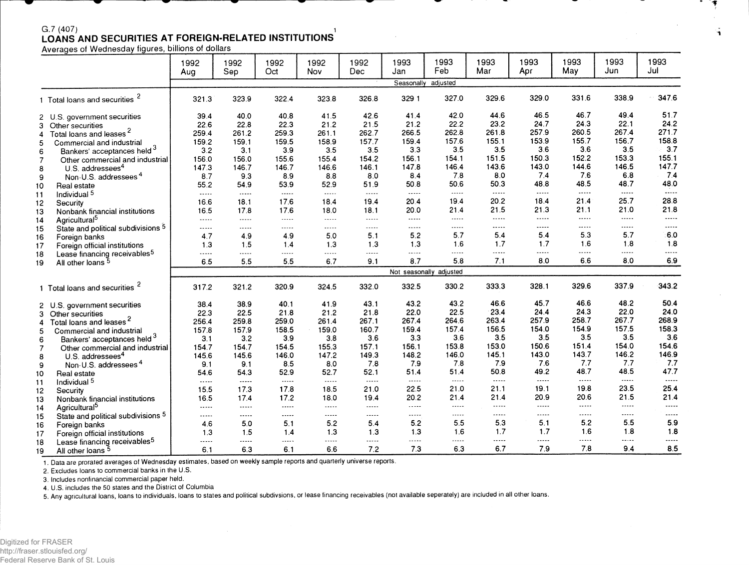G.7 (407)

# LOANS AND SECURITIES AT FOREIGN-RELATED INSTITUTIONS[1]

Averages of Wednesday figures, billions of dollars

| | 1992 Aug | 1992 Sep | 1992 Oct | 1992 Nov | 1992 Dec | 1993 Jan | 1993 Feb | 1993 Mar | 1993 Apr | 1993 May | 1993 Jun | 1993 Jul |
|---|---|---|---|---|---|---|---|---|---|---|---|---|
| | Seasonally adjusted | | | | | | | | | | | |
| 1 Total loans and securities [2] | 321.3 | 323.9 | 322.4 | 323.8 | 326.8 | 329.1 | 327.0 | 329.6 | 329.0 | 331.6 | 338.9 | 347.6 |
| 2 U.S. government securities | 39.4 | 40.0 | 40.8 | 41.5 | 42.6 | 41.4 | 42.0 | 44.6 | 46.5 | 46.7 | 49.4 | 51.7 |
| 3 Other securities | 22.6 | 22.8 | 22.3 | 21.2 | 21.5 | 21.2 | 22.2 | 23.2 | 24.7 | 24.3 | 22.1 | 24.2 |
| 4 Total loans and leases [2] | 259.4 | 261.2 | 259.3 | 261.1 | 262.7 | 266.5 | 262.8 | 261.8 | 257.9 | 260.5 | 267.4 | 271.7 |
| 5 Commercial and industrial | 159.2 | 159.1 | 159.5 | 158.9 | 157.7 | 159.4 | 157.6 | 155.1 | 153.9 | 155.7 | 156.7 | 158.8 |
| 6 Bankers' acceptances held [3] | 3.2 | 3.1 | 3.9 | 3.5 | 3.5 | 3.3 | 3.5 | 3.5 | 3.6 | 3.6 | 3.5 | 3.7 |
| 7 Other commercial and industrial | 156.0 | 156.0 | 155.6 | 155.4 | 154.2 | 156.1 | 154.1 | 151.5 | 150.3 | 152.2 | 153.3 | 155.1 |
| 8 U.S. addressees[4] | 147.3 | 146.7 | 146.7 | 146.6 | 146.1 | 147.8 | 146.4 | 143.6 | 143.0 | 144.6 | 146.5 | 147.7 |
| 9 Non-U.S. addressees [4] | 8.7 | 9.3 | 8.9 | 8.8 | 8.0 | 8.4 | 7.8 | 8.0 | 7.4 | 7.6 | 6.8 | 7.4 |
| 10 Real estate | 55.2 | 54.9 | 53.9 | 52.9 | 51.9 | 50.8 | 50.6 | 50.3 | 48.8 | 48.5 | 48.7 | 48.0 |
| 11 Individual [5] | ----- | ----- | ----- | ----- | ----- | ----- | ----- | ----- | ----- | ----- | ----- | ----- |
| 12 Security | 16.6 | 18.1 | 17.6 | 18.4 | 19.4 | 20.4 | 19.4 | 20.2 | 18.4 | 21.4 | 25.7 | 28.8 |
| 13 Nonbank financial institutions | 16.5 | 17.8 | 17.6 | 18.0 | 18.1 | 20.0 | 21.4 | 21.5 | 21.3 | 21.1 | 21.0 | 21.8 |
| 14 Agricultural[5] | ----- | ----- | ----- | ----- | ----- | ----- | ----- | ----- | ----- | ----- | ----- | ----- |
| 15 State and political subdivisions [5] | ----- | ----- | ----- | ----- | ----- | ----- | ----- | ----- | ----- | ----- | ----- | ----- |
| 16 Foreign banks | 4.7 | 4.9 | 4.9 | 5.0 | 5.1 | 5.2 | 5.7 | 5.4 | 5.4 | 5.3 | 5.7 | 6.0 |
| 17 Foreign official institutions | 1.3 | 1.5 | 1.4 | 1.3 | 1.3 | 1.3 | 1.6 | 1.7 | 1.7 | 1.6 | 1.8 | 1.8 |
| 18 Lease financing receivables[5] | ----- | ----- | ----- | ----- | ----- | ----- | ----- | ----- | ----- | ----- | ----- | ----- |
| 19 All other loans [5] | 6.5 | 5.5 | 5.5 | 6.7 | 9.1 | 8.7 | 5.8 | 7.1 | 8.0 | 6.6 | 8.0 | 6.9 |
| | Not seasonally adjusted | | | | | | | | | | | |
| 1 Total loans and securities [2] | 317.2 | 321.2 | 320.9 | 324.5 | 332.0 | 332.5 | 330.2 | 333.3 | 328.1 | 329.6 | 337.9 | 343.2 |
| 2 U.S. government securities | 38.4 | 38.9 | 40.1 | 41.9 | 43.1 | 43.2 | 43.2 | 46.6 | 45.7 | 46.6 | 48.2 | 50.4 |
| 3 Other securities | 22.3 | 22.5 | 21.8 | 21.2 | 21.8 | 22.0 | 22.5 | 23.4 | 24.4 | 24.3 | 22.0 | 24.0 |
| 4 Total loans and leases [2] | 256.4 | 259.8 | 259.0 | 261.4 | 267.1 | 267.4 | 264.6 | 263.4 | 257.9 | 258.7 | 267.7 | 268.9 |
| 5 Commercial and industrial | 157.8 | 157.9 | 158.5 | 159.0 | 160.7 | 159.4 | 157.4 | 156.5 | 154.0 | 154.9 | 157.5 | 158.3 |
| 6 Bankers' acceptances held [3] | 3.1 | 3.2 | 3.9 | 3.8 | 3.6 | 3.3 | 3.6 | 3.5 | 3.5 | 3.5 | 3.5 | 3.6 |
| 7 Other commercial and industrial | 154.7 | 154.7 | 154.5 | 155.3 | 157.1 | 156.1 | 153.8 | 153.0 | 150.6 | 151.4 | 154.0 | 154.6 |
| 8 U.S. addressees[4] | 145.6 | 145.6 | 146.0 | 147.2 | 149.3 | 148.2 | 146.0 | 145.1 | 143.0 | 143.7 | 146.2 | 146.9 |
| 9 Non-U.S. addressees [4] | 9.1 | 9.1 | 8.5 | 8.0 | 7.8 | 7.9 | 7.8 | 7.9 | 7.6 | 7.7 | 7.7 | 7.7 |
| 10 Real estate | 54.6 | 54.3 | 52.9 | 52.7 | 52.1 | 51.4 | 51.4 | 50.8 | 49.2 | 48.7 | 48.5 | 47.7 |
| 11 Individual [5] | ----- | ----- | ----- | ----- | ----- | ----- | ----- | ----- | ----- | ----- | ----- | ----- |
| 12 Security | 15.5 | 17.3 | 17.8 | 18.5 | 21.0 | 22.5 | 21.0 | 21.1 | 19.1 | 19.8 | 23.5 | 25.4 |
| 13 Nonbank financial institutions | 16.5 | 17.4 | 17.2 | 18.0 | 19.4 | 20.2 | 21.4 | 21.4 | 20.9 | 20.6 | 21.5 | 21.4 |
| 14 Agricultural[5] | ----- | ----- | ----- | ----- | ----- | ----- | ----- | ----- | ----- | ----- | ----- | ----- |
| 15 State and political subdivisions [5] | ----- | ----- | ----- | ----- | ----- | ----- | ----- | ----- | ----- | ----- | ----- | ----- |
| 16 Foreign banks | 4.6 | 5.0 | 5.1 | 5.2 | 5.4 | 5.2 | 5.5 | 5.3 | 5.1 | 5.2 | 5.5 | 5.9 |
| 17 Foreign official institutions | 1.3 | 1.5 | 1.4 | 1.3 | 1.3 | 1.3 | 1.6 | 1.7 | 1.7 | 1.6 | 1.8 | 1.8 |
| 18 Lease financing receivables[5] | ----- | ----- | ----- | ----- | ----- | ----- | ----- | ----- | ----- | ----- | ----- | ----- |
| 19 All other loans [5] | 6.1 | 6.3 | 6.1 | 6.6 | 7.2 | 7.3 | 6.3 | 6.7 | 7.9 | 7.8 | 9.4 | 8.5 |

1. Data are prorated averages of Wednesday estimates, based on weekly sample reports and quarterly universe reports.

2. Excludes loans to commercial banks in the U.S.

3. Includes nonfinancial commercial paper held.

4. U.S. includes the 50 states and the District of Columbia

5. Any agricultural loans, loans to individuals, loans to states and political subdivsions, or lease financing receivables (not available seperately) are included in all other loans.